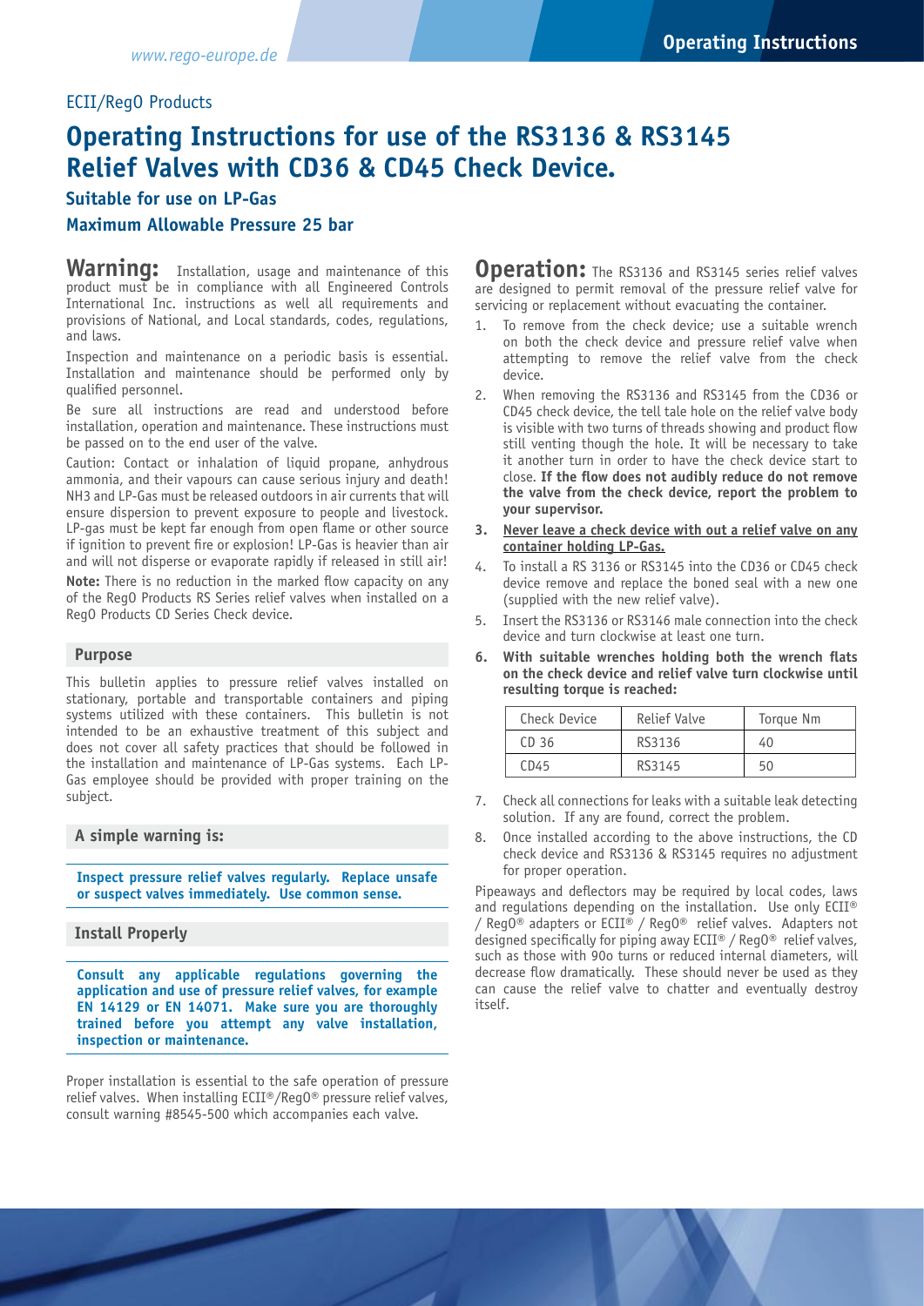ECII/RegO Products

# Operating Instructions for use of the RS3136 & RS3145 Relief Valves with CD36 & CD45 Check Device.

### Suitable for use on LP-Gas

### Maximum Allowable Pressure 25 bar

**Warning:** Installation, usage and maintenance of this product must be in compliance with all Engineered Controls International Inc. instructions as well all requirements and provisions of National, and Local standards, codes, regulations, and laws.

Inspection and maintenance on a periodic basis is essential. Installation and maintenance should be performed only by qualified personnel.

Be sure all instructions are read and understood before installation, operation and maintenance. These instructions must be passed on to the end user of the valve.

Caution: Contact or inhalation of liquid propane, anhydrous ammonia, and their vapours can cause serious injury and death! NH3 and LP-Gas must be released outdoors in air currents that will ensure dispersion to prevent exposure to people and livestock. LP-gas must be kept far enough from open flame or other source if ignition to prevent fire or explosion! LP-Gas is heavier than air and will not disperse or evaporate rapidly if released in still air!

**Note:** There is no reduction in the marked flow capacity on any of the RegO Products RS Series relief valves when installed on a RegO Products CD Series Check device.

#### Purpose

This bulletin applies to pressure relief valves installed on stationary, portable and transportable containers and piping systems utilized with these containers. This bulletin is not intended to be an exhaustive treatment of this subject and does not cover all safety practices that should be followed in the installation and maintenance of LP-Gas systems. Each LP-Gas employee should be provided with proper training on the subject.

#### A simple warning is:

**Inspect pressure relief valves regularly. Replace unsafe or suspect valves immediately. Use common sense.**

#### Install Properly

**Consult any applicable regulations governing the application and use of pressure relief valves, for example EN 14129 or EN 14071. Make sure you are thoroughly trained before you attempt any valve installation, inspection or maintenance.**

Proper installation is essential to the safe operation of pressure relief valves. When installing ECII®/RegO® pressure relief valves, consult warning #8545-500 which accompanies each valve.

**Operation:** The RS3136 and RS3145 series relief valves are designed to permit removal of the pressure relief valve for servicing or replacement without evacuating the container.

1. To remove from the check device; use a suitable wrench on both the check device and pressure relief valve when attempting to remove the relief valve from the check device.
2. When removing the RS3136 and RS3145 from the CD36 or CD45 check device, the tell tale hole on the relief valve body is visible with two turns of threads showing and product flow still venting though the hole. It will be necessary to take it another turn in order to have the check device start to close. **If the flow does not audibly reduce do not remove the valve from the check device, report the problem to your supervisor.**
3. **Never leave a check device with out a relief valve on any container holding LP-Gas.**
4. To install a RS 3136 or RS3145 into the CD36 or CD45 check device remove and replace the boned seal with a new one (supplied with the new relief valve).
5. Insert the RS3136 or RS3146 male connection into the check device and turn clockwise at least one turn.
6. **With suitable wrenches holding both the wrench flats on the check device and relief valve turn clockwise until resulting torque is reached:**

| Check Device | Relief Valve | Torque Nm |
|---|---|---|
| CD 36 | RS3136 | 40 |
| CD45 | RS3145 | 50 |

7. Check all connections for leaks with a suitable leak detecting solution. If any are found, correct the problem.
8. Once installed according to the above instructions, the CD check device and RS3136 & RS3145 requires no adjustment for proper operation.

Pipeaways and deflectors may be required by local codes, laws and regulations depending on the installation. Use only ECII® / RegO® adapters or ECII® / RegO® relief valves. Adapters not designed specifically for piping away ECII® / RegO® relief valves, such as those with 90o turns or reduced internal diameters, will decrease flow dramatically. These should never be used as they can cause the relief valve to chatter and eventually destroy itself.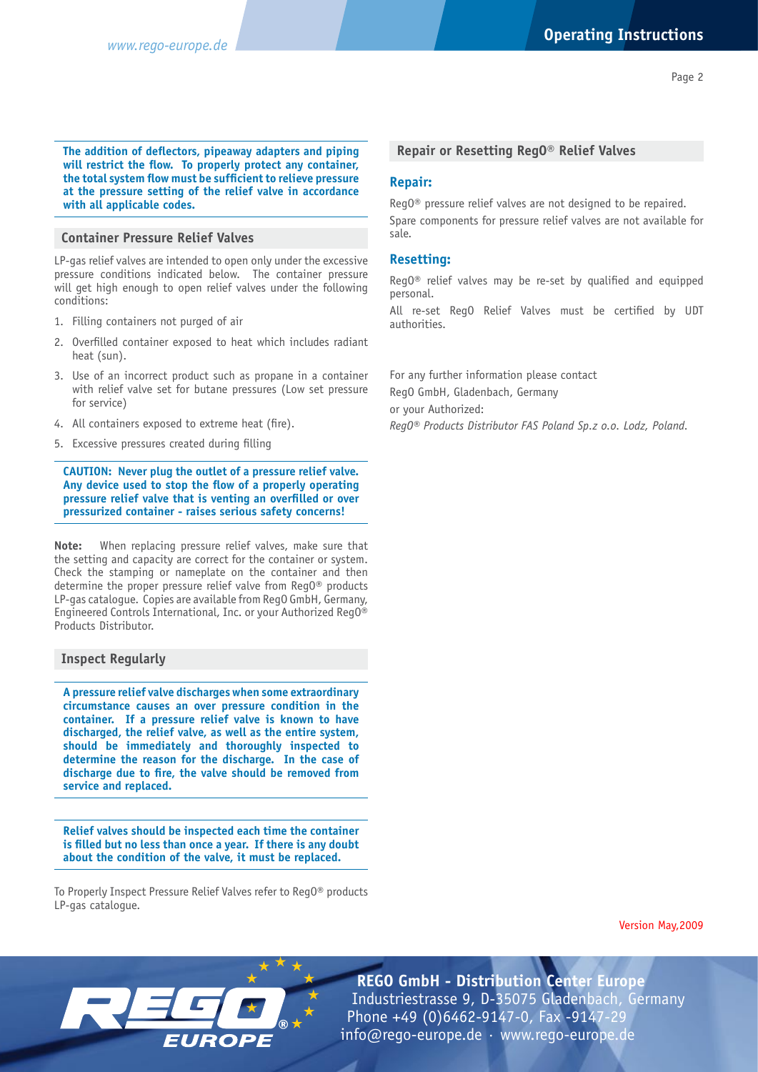**The addition of deflectors, pipeaway adapters and piping will restrict the flow. To properly protect any container, the total system flow must be sufficient to relieve pressure at the pressure setting of the relief valve in accordance with all applicable codes.**

## Container Pressure Relief Valves

LP-gas relief valves are intended to open only under the excessive pressure conditions indicated below. The container pressure will get high enough to open relief valves under the following conditions:

1. Filling containers not purged of air
2. Overfilled container exposed to heat which includes radiant heat (sun).
3. Use of an incorrect product such as propane in a container with relief valve set for butane pressures (Low set pressure for service)
4. All containers exposed to extreme heat (fire).
5. Excessive pressures created during filling

**CAUTION: Never plug the outlet of a pressure relief valve. Any device used to stop the flow of a properly operating pressure relief valve that is venting an overfilled or over pressurized container - raises serious safety concerns!**

**Note:** When replacing pressure relief valves, make sure that the setting and capacity are correct for the container or system. Check the stamping or nameplate on the container and then determine the proper pressure relief valve from RegO® products LP-gas catalogue. Copies are available from RegO GmbH, Germany, Engineered Controls International, Inc. or your Authorized RegO® Products Distributor.

## Inspect Regularly

**A pressure relief valve discharges when some extraordinary circumstance causes an over pressure condition in the container. If a pressure relief valve is known to have discharged, the relief valve, as well as the entire system, should be immediately and thoroughly inspected to determine the reason for the discharge. In the case of discharge due to fire, the valve should be removed from service and replaced.**

**Relief valves should be inspected each time the container is filled but no less than once a year. If there is any doubt about the condition of the valve, it must be replaced.**

To Properly Inspect Pressure Relief Valves refer to RegO® products LP-gas catalogue.

## Repair or Resetting RegO® Relief Valves

### Repair:

RegO® pressure relief valves are not designed to be repaired.

Spare components for pressure relief valves are not available for sale.

### Resetting:

RegO® relief valves may be re-set by qualified and equipped personal.

All re-set RegO Relief Valves must be certified by UDT authorities.

For any further information please contact

RegO GmbH, Gladenbach, Germany

or your Authorized:

*RegO® Products Distributor FAS Poland Sp.z o.o. Lodz, Poland.*

Version May,2009

**REGO GmbH - Distribution Center Europe**
Industriestrasse 9, D-35075 Gladenbach, Germany
Phone +49 (0)6462-9147-0, Fax -9147-29
info@rego-europe.de · www.rego-europe.de